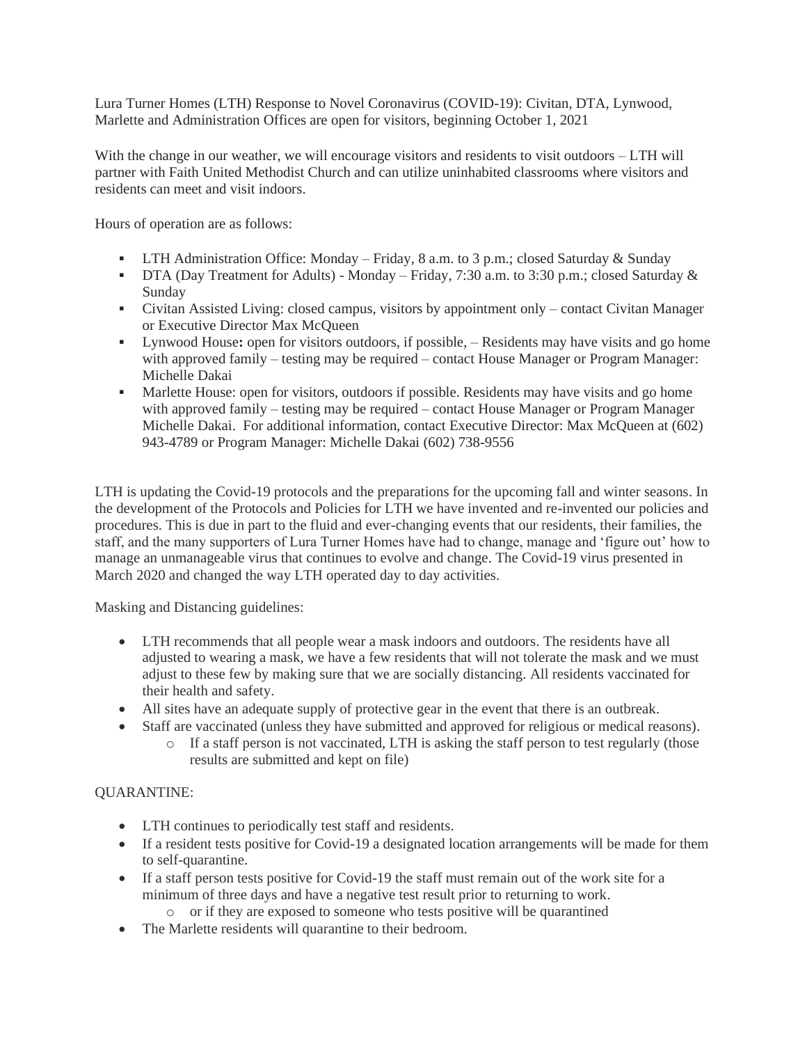Lura Turner Homes (LTH) Response to Novel Coronavirus (COVID-19): Civitan, DTA, Lynwood, Marlette and Administration Offices are open for visitors, beginning October 1, 2021

With the change in our weather, we will encourage visitors and residents to visit outdoors – LTH will partner with Faith United Methodist Church and can utilize uninhabited classrooms where visitors and residents can meet and visit indoors.

Hours of operation are as follows:

- LTH Administration Office: Monday – Friday, 8 a.m. to 3 p.m.; closed Saturday & Sunday
- DTA (Day Treatment for Adults) - Monday – Friday, 7:30 a.m. to 3:30 p.m.; closed Saturday & Sunday
- Civitan Assisted Living: closed campus, visitors by appointment only – contact Civitan Manager or Executive Director Max McQueen
- Lynwood House**:** open for visitors outdoors, if possible, – Residents may have visits and go home with approved family – testing may be required – contact House Manager or Program Manager: Michelle Dakai
- Marlette House: open for visitors, outdoors if possible. Residents may have visits and go home with approved family – testing may be required – contact House Manager or Program Manager Michelle Dakai. For additional information, contact Executive Director: Max McQueen at (602) 943-4789 or Program Manager: Michelle Dakai (602) 738-9556

LTH is updating the Covid-19 protocols and the preparations for the upcoming fall and winter seasons. In the development of the Protocols and Policies for LTH we have invented and re-invented our policies and procedures. This is due in part to the fluid and ever-changing events that our residents, their families, the staff, and the many supporters of Lura Turner Homes have had to change, manage and 'figure out' how to manage an unmanageable virus that continues to evolve and change. The Covid-19 virus presented in March 2020 and changed the way LTH operated day to day activities.

Masking and Distancing guidelines:

- LTH recommends that all people wear a mask indoors and outdoors. The residents have all adjusted to wearing a mask, we have a few residents that will not tolerate the mask and we must adjust to these few by making sure that we are socially distancing. All residents vaccinated for their health and safety.
- All sites have an adequate supply of protective gear in the event that there is an outbreak.
- Staff are vaccinated (unless they have submitted and approved for religious or medical reasons).
  - If a staff person is not vaccinated, LTH is asking the staff person to test regularly (those results are submitted and kept on file)

QUARANTINE:

- LTH continues to periodically test staff and residents.
- If a resident tests positive for Covid-19 a designated location arrangements will be made for them to self-quarantine.
- If a staff person tests positive for Covid-19 the staff must remain out of the work site for a minimum of three days and have a negative test result prior to returning to work.
  - or if they are exposed to someone who tests positive will be quarantined
- The Marlette residents will quarantine to their bedroom.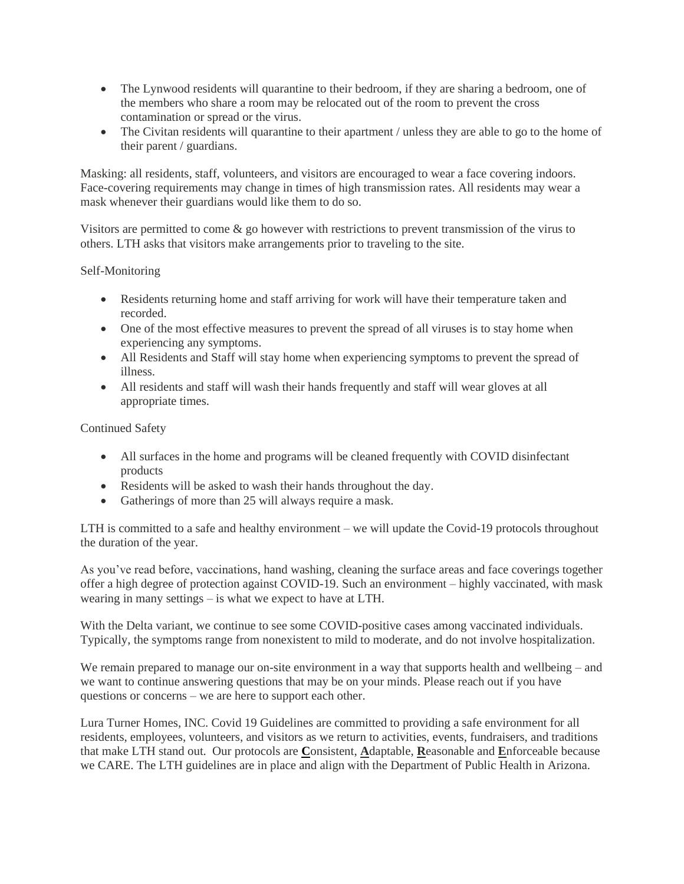- The Lynwood residents will quarantine to their bedroom, if they are sharing a bedroom, one of the members who share a room may be relocated out of the room to prevent the cross contamination or spread or the virus.
- The Civitan residents will quarantine to their apartment / unless they are able to go to the home of their parent / guardians.

Masking: all residents, staff, volunteers, and visitors are encouraged to wear a face covering indoors. Face-covering requirements may change in times of high transmission rates. All residents may wear a mask whenever their guardians would like them to do so.

Visitors are permitted to come & go however with restrictions to prevent transmission of the virus to others. LTH asks that visitors make arrangements prior to traveling to the site.

Self-Monitoring

- Residents returning home and staff arriving for work will have their temperature taken and recorded.
- One of the most effective measures to prevent the spread of all viruses is to stay home when experiencing any symptoms.
- All Residents and Staff will stay home when experiencing symptoms to prevent the spread of illness.
- All residents and staff will wash their hands frequently and staff will wear gloves at all appropriate times.

Continued Safety

- All surfaces in the home and programs will be cleaned frequently with COVID disinfectant products
- Residents will be asked to wash their hands throughout the day.
- Gatherings of more than 25 will always require a mask.

LTH is committed to a safe and healthy environment – we will update the Covid-19 protocols throughout the duration of the year.

As you've read before, vaccinations, hand washing, cleaning the surface areas and face coverings together offer a high degree of protection against COVID-19. Such an environment – highly vaccinated, with mask wearing in many settings – is what we expect to have at LTH.

With the Delta variant, we continue to see some COVID-positive cases among vaccinated individuals. Typically, the symptoms range from nonexistent to mild to moderate, and do not involve hospitalization.

We remain prepared to manage our on-site environment in a way that supports health and wellbeing – and we want to continue answering questions that may be on your minds. Please reach out if you have questions or concerns – we are here to support each other.

Lura Turner Homes, INC. Covid 19 Guidelines are committed to providing a safe environment for all residents, employees, volunteers, and visitors as we return to activities, events, fundraisers, and traditions that make LTH stand out. Our protocols are **C**onsistent, **A**daptable, **R**easonable and **E**nforceable because we CARE. The LTH guidelines are in place and align with the Department of Public Health in Arizona.